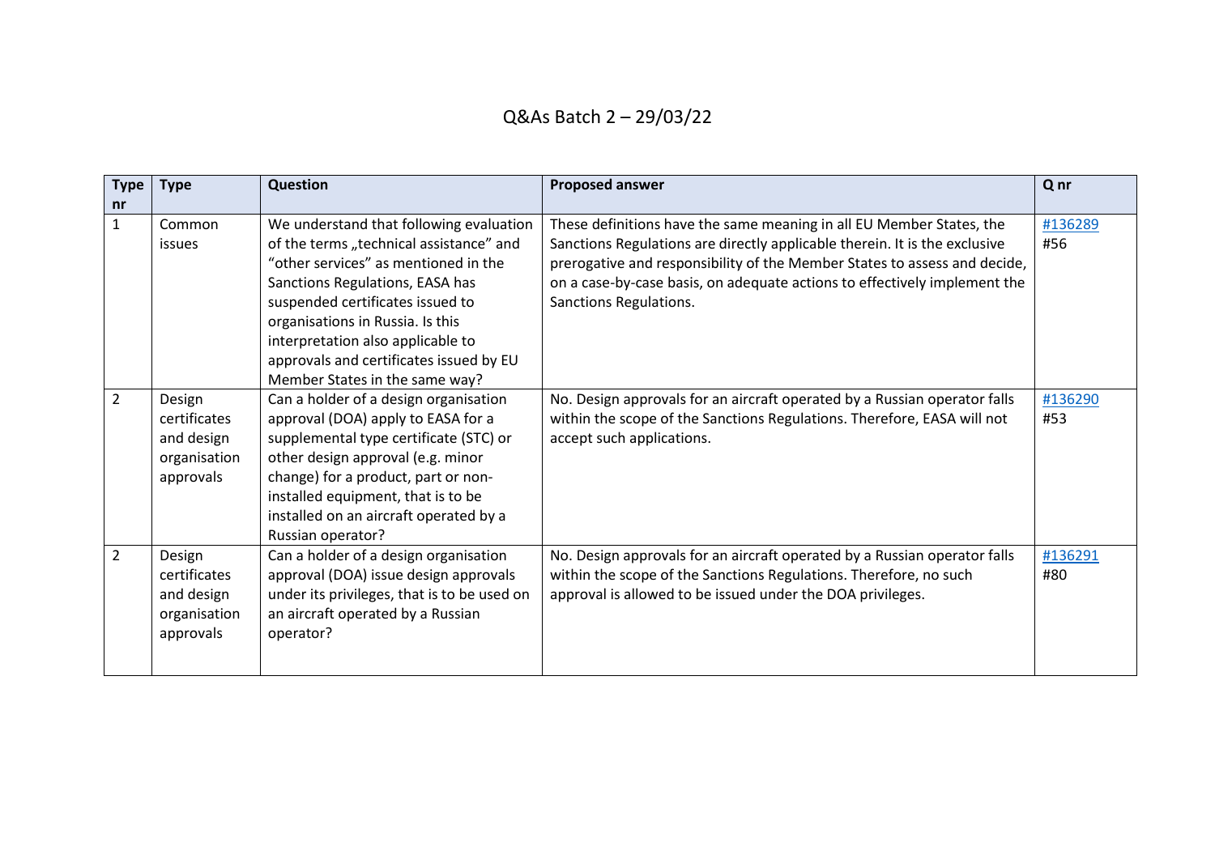# Q&As Batch 2 – 29/03/22

| Type nr | Type | Question | Proposed answer | Q nr |
|---|---|---|---|---|
| 1 | Common issues | We understand that following evaluation of the terms „technical assistance" and "other services" as mentioned in the Sanctions Regulations, EASA has suspended certificates issued to organisations in Russia. Is this interpretation also applicable to approvals and certificates issued by EU Member States in the same way? | These definitions have the same meaning in all EU Member States, the Sanctions Regulations are directly applicable therein. It is the exclusive prerogative and responsibility of the Member States to assess and decide, on a case-by-case basis, on adequate actions to effectively implement the Sanctions Regulations. | #136289 #56 |
| 2 | Design certificates and design organisation approvals | Can a holder of a design organisation approval (DOA) apply to EASA for a supplemental type certificate (STC) or other design approval (e.g. minor change) for a product, part or non-installed equipment, that is to be installed on an aircraft operated by a Russian operator? | No. Design approvals for an aircraft operated by a Russian operator falls within the scope of the Sanctions Regulations. Therefore, EASA will not accept such applications. | #136290 #53 |
| 2 | Design certificates and design organisation approvals | Can a holder of a design organisation approval (DOA) issue design approvals under its privileges, that is to be used on an aircraft operated by a Russian operator? | No. Design approvals for an aircraft operated by a Russian operator falls within the scope of the Sanctions Regulations. Therefore, no such approval is allowed to be issued under the DOA privileges. | #136291 #80 |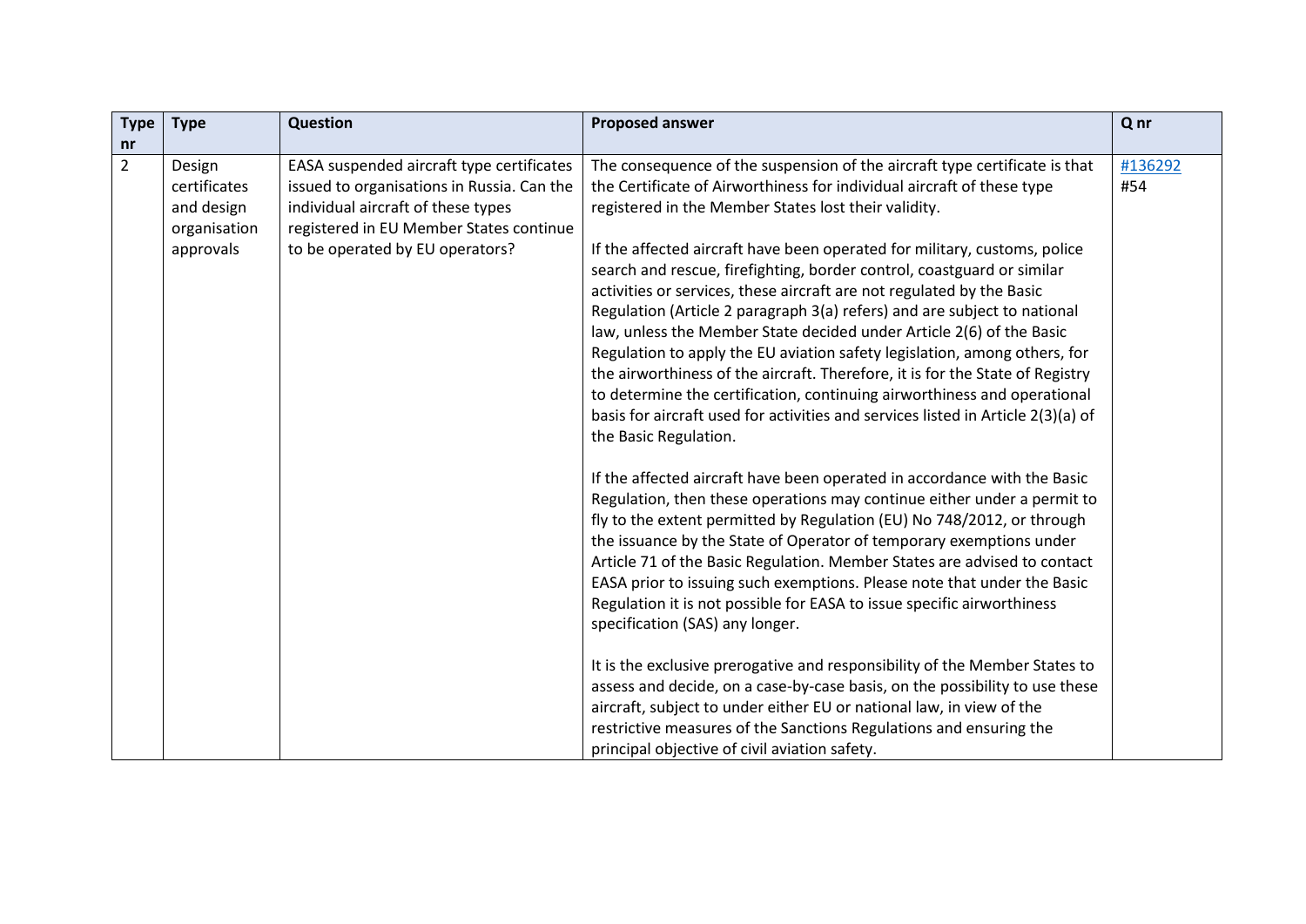| Type nr | Type | Question | Proposed answer | Q nr |
|---|---|---|---|---|
| 2 | Design certificates and design organisation approvals | EASA suspended aircraft type certificates issued to organisations in Russia. Can the individual aircraft of these types registered in EU Member States continue to be operated by EU operators? | The consequence of the suspension of the aircraft type certificate is that the Certificate of Airworthiness for individual aircraft of these type registered in the Member States lost their validity.<br><br>If the affected aircraft have been operated for military, customs, police search and rescue, firefighting, border control, coastguard or similar activities or services, these aircraft are not regulated by the Basic Regulation (Article 2 paragraph 3(a) refers) and are subject to national law, unless the Member State decided under Article 2(6) of the Basic Regulation to apply the EU aviation safety legislation, among others, for the airworthiness of the aircraft. Therefore, it is for the State of Registry to determine the certification, continuing airworthiness and operational basis for aircraft used for activities and services listed in Article 2(3)(a) of the Basic Regulation.<br><br>If the affected aircraft have been operated in accordance with the Basic Regulation, then these operations may continue either under a permit to fly to the extent permitted by Regulation (EU) No 748/2012, or through the issuance by the State of Operator of temporary exemptions under Article 71 of the Basic Regulation. Member States are advised to contact EASA prior to issuing such exemptions. Please note that under the Basic Regulation it is not possible for EASA to issue specific airworthiness specification (SAS) any longer.<br><br>It is the exclusive prerogative and responsibility of the Member States to assess and decide, on a case-by-case basis, on the possibility to use these aircraft, subject to under either EU or national law, in view of the restrictive measures of the Sanctions Regulations and ensuring the principal objective of civil aviation safety. | #136292<br>#54 |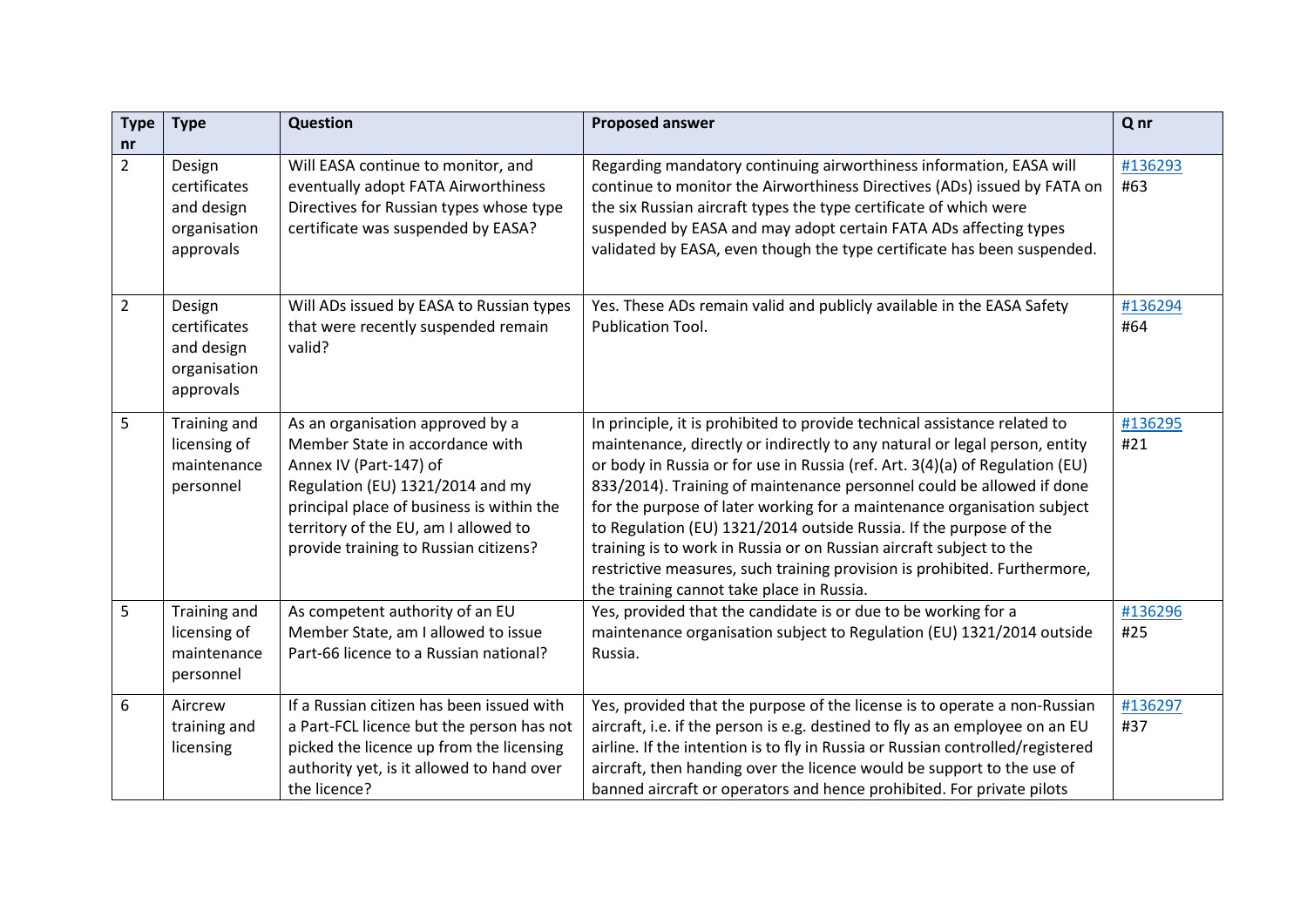| Type nr | Type | Question | Proposed answer | Q nr |
|---|---|---|---|---|
| 2 | Design certificates and design organisation approvals | Will EASA continue to monitor, and eventually adopt FATA Airworthiness Directives for Russian types whose type certificate was suspended by EASA? | Regarding mandatory continuing airworthiness information, EASA will continue to monitor the Airworthiness Directives (ADs) issued by FATA on the six Russian aircraft types the type certificate of which were suspended by EASA and may adopt certain FATA ADs affecting types validated by EASA, even though the type certificate has been suspended. | #136293 #63 |
| 2 | Design certificates and design organisation approvals | Will ADs issued by EASA to Russian types that were recently suspended remain valid? | Yes. These ADs remain valid and publicly available in the EASA Safety Publication Tool. | #136294 #64 |
| 5 | Training and licensing of maintenance personnel | As an organisation approved by a Member State in accordance with Annex IV (Part-147) of Regulation (EU) 1321/2014 and my principal place of business is within the territory of the EU, am I allowed to provide training to Russian citizens? | In principle, it is prohibited to provide technical assistance related to maintenance, directly or indirectly to any natural or legal person, entity or body in Russia or for use in Russia (ref. Art. 3(4)(a) of Regulation (EU) 833/2014). Training of maintenance personnel could be allowed if done for the purpose of later working for a maintenance organisation subject to Regulation (EU) 1321/2014 outside Russia. If the purpose of the training is to work in Russia or on Russian aircraft subject to the restrictive measures, such training provision is prohibited. Furthermore, the training cannot take place in Russia. | #136295 #21 |
| 5 | Training and licensing of maintenance personnel | As competent authority of an EU Member State, am I allowed to issue Part-66 licence to a Russian national? | Yes, provided that the candidate is or due to be working for a maintenance organisation subject to Regulation (EU) 1321/2014 outside Russia. | #136296 #25 |
| 6 | Aircrew training and licensing | If a Russian citizen has been issued with a Part-FCL licence but the person has not picked the licence up from the licensing authority yet, is it allowed to hand over the licence? | Yes, provided that the purpose of the license is to operate a non-Russian aircraft, i.e. if the person is e.g. destined to fly as an employee on an EU airline. If the intention is to fly in Russia or Russian controlled/registered aircraft, then handing over the licence would be support to the use of banned aircraft or operators and hence prohibited. For private pilots | #136297 #37 |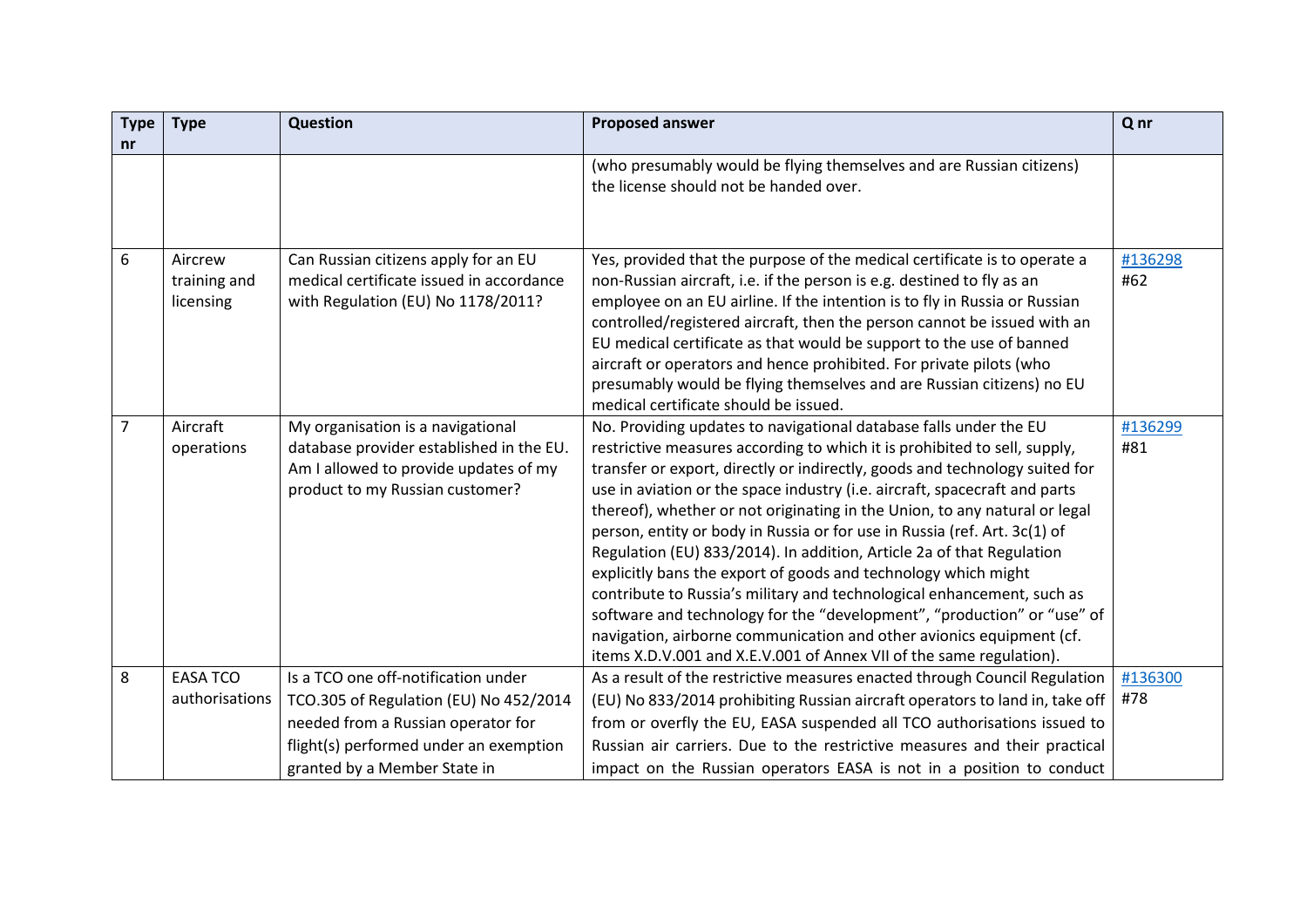| Type nr | Type | Question | Proposed answer | Q nr |
|---|---|---|---|---|
| | | | (who presumably would be flying themselves and are Russian citizens) the license should not be handed over. | |
| 6 | Aircrew training and licensing | Can Russian citizens apply for an EU medical certificate issued in accordance with Regulation (EU) No 1178/2011? | Yes, provided that the purpose of the medical certificate is to operate a non-Russian aircraft, i.e. if the person is e.g. destined to fly as an employee on an EU airline. If the intention is to fly in Russia or Russian controlled/registered aircraft, then the person cannot be issued with an EU medical certificate as that would be support to the use of banned aircraft or operators and hence prohibited. For private pilots (who presumably would be flying themselves and are Russian citizens) no EU medical certificate should be issued. | #136298 #62 |
| 7 | Aircraft operations | My organisation is a navigational database provider established in the EU. Am I allowed to provide updates of my product to my Russian customer? | No. Providing updates to navigational database falls under the EU restrictive measures according to which it is prohibited to sell, supply, transfer or export, directly or indirectly, goods and technology suited for use in aviation or the space industry (i.e. aircraft, spacecraft and parts thereof), whether or not originating in the Union, to any natural or legal person, entity or body in Russia or for use in Russia (ref. Art. 3c(1) of Regulation (EU) 833/2014). In addition, Article 2a of that Regulation explicitly bans the export of goods and technology which might contribute to Russia's military and technological enhancement, such as software and technology for the "development", "production" or "use" of navigation, airborne communication and other avionics equipment (cf. items X.D.V.001 and X.E.V.001 of Annex VII of the same regulation). | #136299 #81 |
| 8 | EASA TCO authorisations | Is a TCO one off-notification under TCO.305 of Regulation (EU) No 452/2014 needed from a Russian operator for flight(s) performed under an exemption granted by a Member State in | As a result of the restrictive measures enacted through Council Regulation (EU) No 833/2014 prohibiting Russian aircraft operators to land in, take off from or overfly the EU, EASA suspended all TCO authorisations issued to Russian air carriers. Due to the restrictive measures and their practical impact on the Russian operators EASA is not in a position to conduct | #136300 #78 |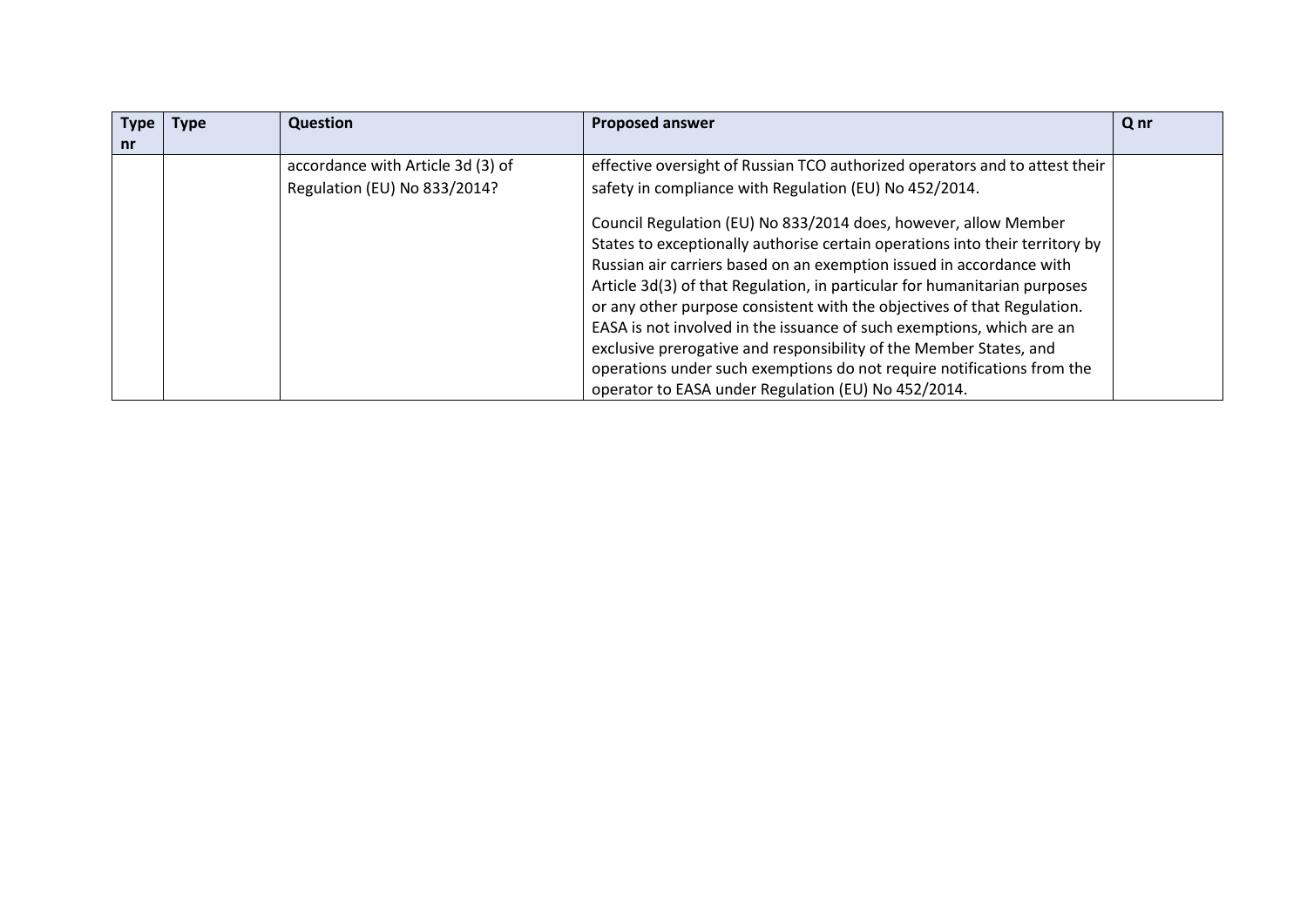| Type nr | Type | Question | Proposed answer | Q nr |
|---|---|---|---|---|
| | | accordance with Article 3d (3) of Regulation (EU) No 833/2014? | effective oversight of Russian TCO authorized operators and to attest their safety in compliance with Regulation (EU) No 452/2014.<br><br>Council Regulation (EU) No 833/2014 does, however, allow Member States to exceptionally authorise certain operations into their territory by Russian air carriers based on an exemption issued in accordance with Article 3d(3) of that Regulation, in particular for humanitarian purposes or any other purpose consistent with the objectives of that Regulation. EASA is not involved in the issuance of such exemptions, which are an exclusive prerogative and responsibility of the Member States, and operations under such exemptions do not require notifications from the operator to EASA under Regulation (EU) No 452/2014. | |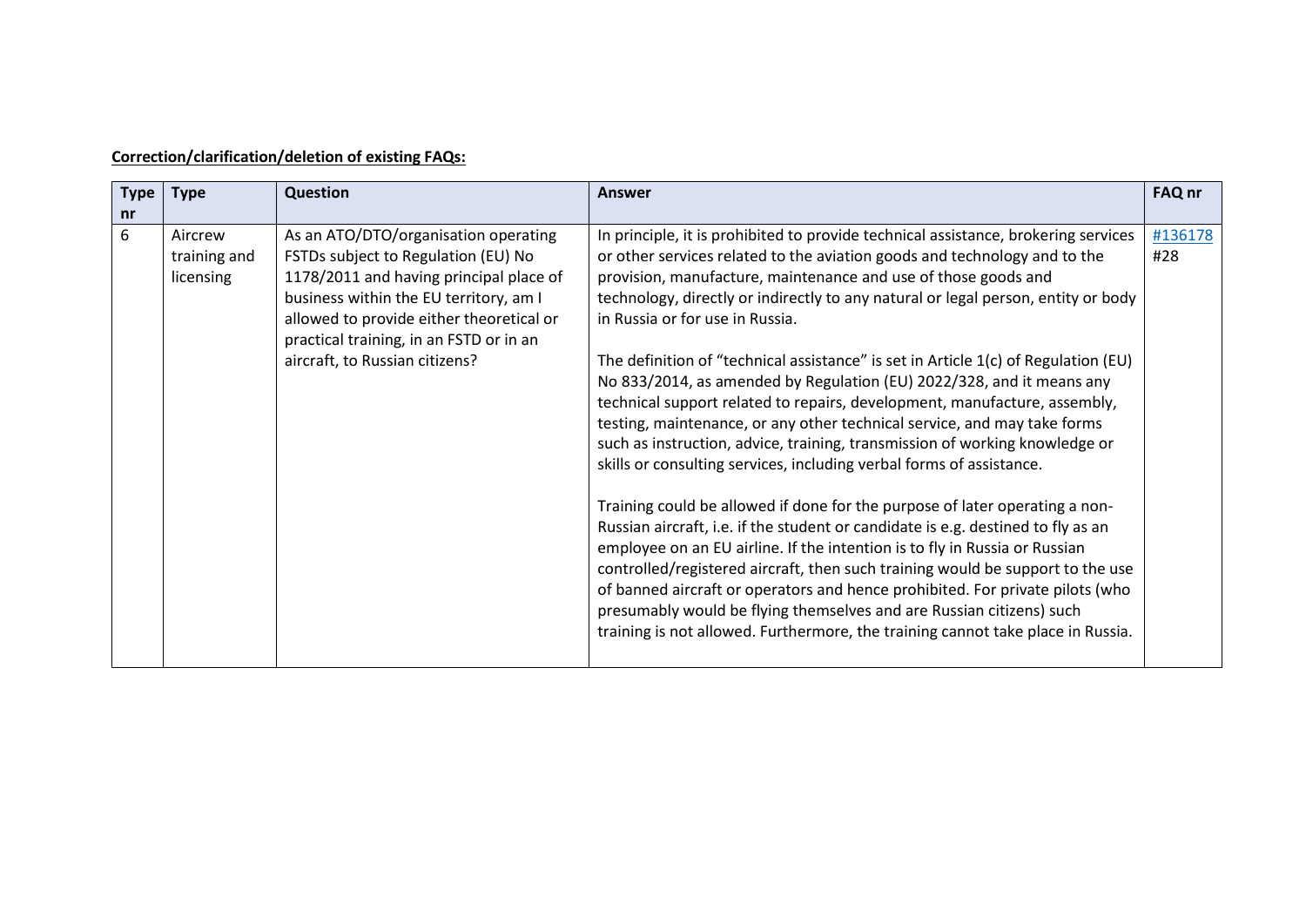**Correction/clarification/deletion of existing FAQs:**

| Type nr | Type | Question | Answer | FAQ nr |
|---|---|---|---|---|
| 6 | Aircrew training and licensing | As an ATO/DTO/organisation operating FSTDs subject to Regulation (EU) No 1178/2011 and having principal place of business within the EU territory, am I allowed to provide either theoretical or practical training, in an FSTD or in an aircraft, to Russian citizens? | In principle, it is prohibited to provide technical assistance, brokering services or other services related to the aviation goods and technology and to the provision, manufacture, maintenance and use of those goods and technology, directly or indirectly to any natural or legal person, entity or body in Russia or for use in Russia.<br><br>The definition of "technical assistance" is set in Article 1(c) of Regulation (EU) No 833/2014, as amended by Regulation (EU) 2022/328, and it means any technical support related to repairs, development, manufacture, assembly, testing, maintenance, or any other technical service, and may take forms such as instruction, advice, training, transmission of working knowledge or skills or consulting services, including verbal forms of assistance.<br><br>Training could be allowed if done for the purpose of later operating a non-Russian aircraft, i.e. if the student or candidate is e.g. destined to fly as an employee on an EU airline. If the intention is to fly in Russia or Russian controlled/registered aircraft, then such training would be support to the use of banned aircraft or operators and hence prohibited. For private pilots (who presumably would be flying themselves and are Russian citizens) such training is not allowed. Furthermore, the training cannot take place in Russia. | #136178 #28 |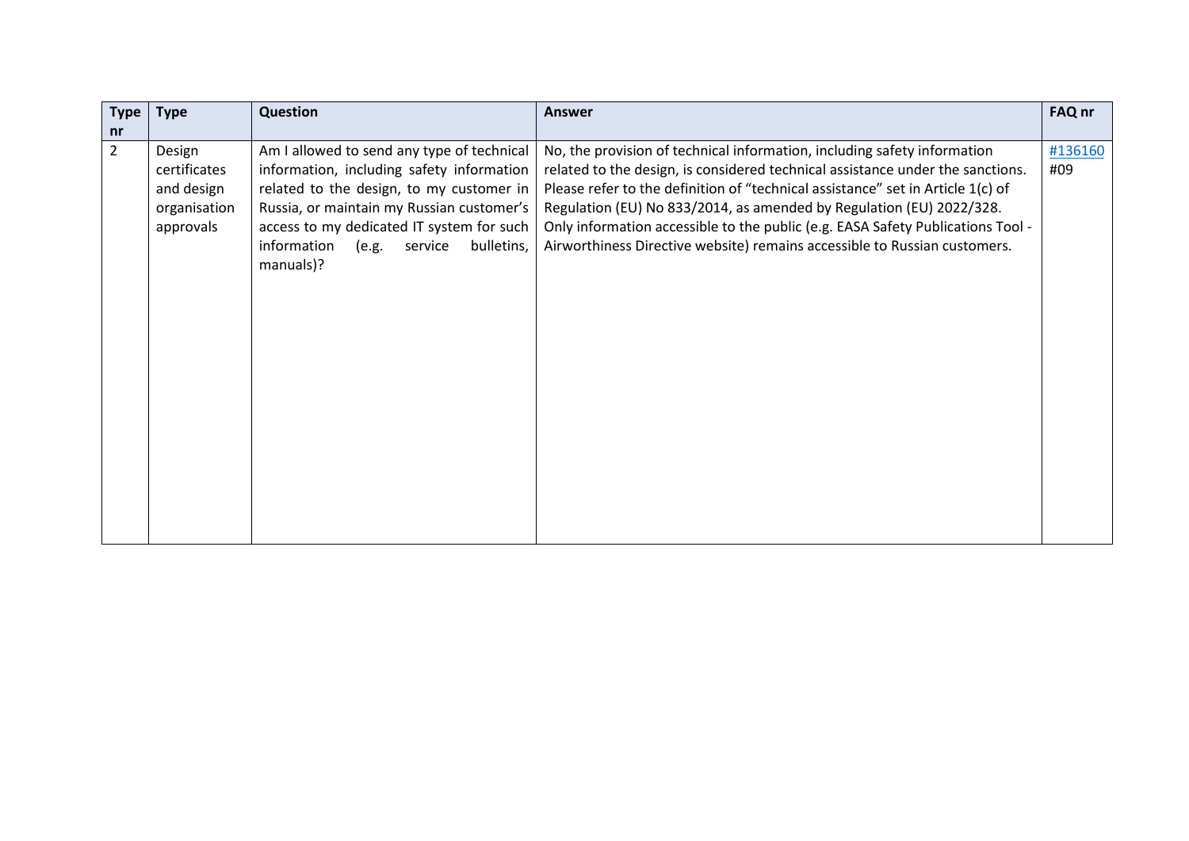| Type nr | Type | Question | Answer | FAQ nr |
|---|---|---|---|---|
| 2 | Design certificates and design organisation approvals | Am I allowed to send any type of technical information, including safety information related to the design, to my customer in Russia, or maintain my Russian customer's access to my dedicated IT system for such information (e.g. service bulletins, manuals)? | No, the provision of technical information, including safety information related to the design, is considered technical assistance under the sanctions. Please refer to the definition of "technical assistance" set in Article 1(c) of Regulation (EU) No 833/2014, as amended by Regulation (EU) 2022/328. Only information accessible to the public (e.g. EASA Safety Publications Tool - Airworthiness Directive website) remains accessible to Russian customers. | #136160 #09 |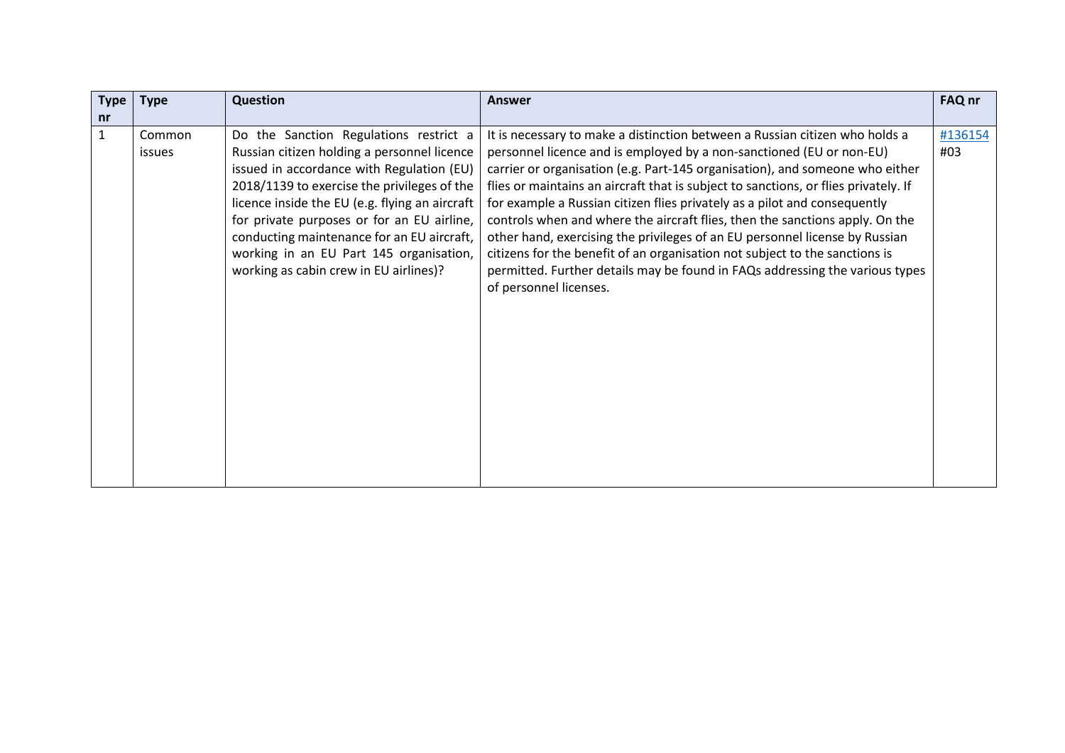| Type nr | Type | Question | Answer | FAQ nr |
|---|---|---|---|---|
| 1 | Common issues | Do the Sanction Regulations restrict a Russian citizen holding a personnel licence issued in accordance with Regulation (EU) 2018/1139 to exercise the privileges of the licence inside the EU (e.g. flying an aircraft for private purposes or for an EU airline, conducting maintenance for an EU aircraft, working in an EU Part 145 organisation, working as cabin crew in EU airlines)? | It is necessary to make a distinction between a Russian citizen who holds a personnel licence and is employed by a non-sanctioned (EU or non-EU) carrier or organisation (e.g. Part-145 organisation), and someone who either flies or maintains an aircraft that is subject to sanctions, or flies privately. If for example a Russian citizen flies privately as a pilot and consequently controls when and where the aircraft flies, then the sanctions apply. On the other hand, exercising the privileges of an EU personnel license by Russian citizens for the benefit of an organisation not subject to the sanctions is permitted. Further details may be found in FAQs addressing the various types of personnel licenses. | #136154 #03 |